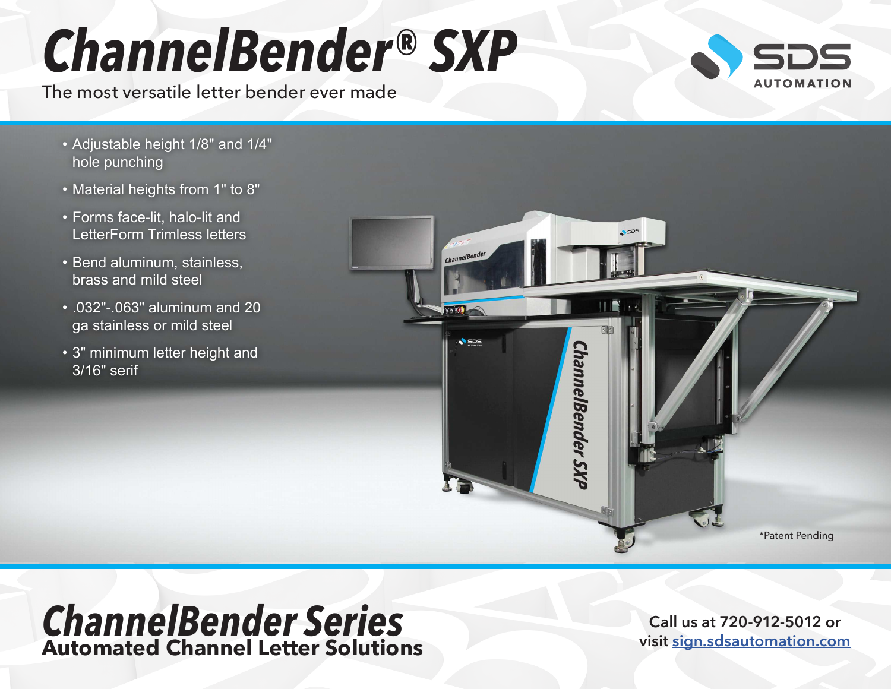# ChannelBender® SXP

The most versatile letter bender ever made

SDS AUTOMATION

- Adjustable height 1/8" and 1/4" hole punching
- Material heights from 1" to 8"
- Forms face-lit, halo-lit and LetterForm Trimless letters
- Bend aluminum, stainless, brass and mild steel
- .032"-.063" aluminum and 20 ga stainless or mild steel
- 3" minimum letter height and 3/16" serif

*Patent Pending

## ChannelBender Series

**Automated Channel Letter Solutions**

Call us at 720-912-5012 or visit [sign.sdsautomation.com](sign.sdsautomation.com)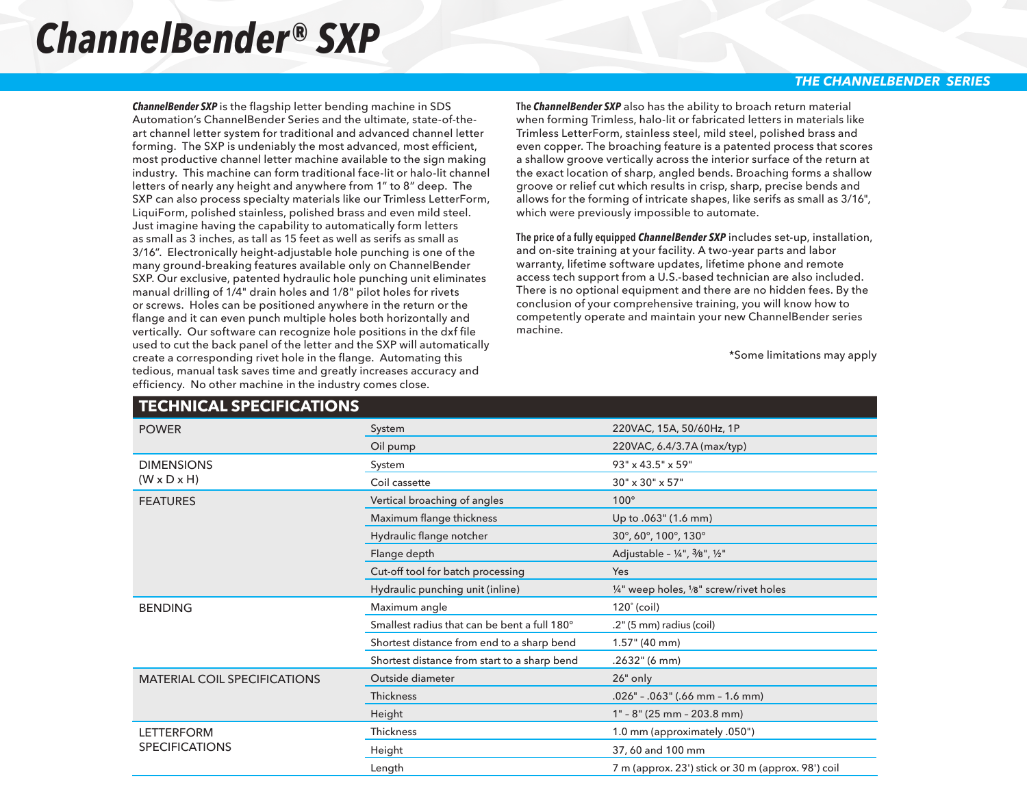# *ChannelBender® SXP*

***THE CHANNELBENDER SERIES***

***ChannelBender SXP*** is the flagship letter bending machine in SDS Automation's ChannelBender Series and the ultimate, state-of-the-art channel letter system for traditional and advanced channel letter forming. The SXP is undeniably the most advanced, most efficient, most productive channel letter machine available to the sign making industry. This machine can form traditional face-lit or halo-lit channel letters of nearly any height and anywhere from 1" to 8" deep. The SXP can also process specialty materials like our Trimless LetterForm, LiquiForm, polished stainless, polished brass and even mild steel. Just imagine having the capability to automatically form letters as small as 3 inches, as tall as 15 feet as well as serifs as small as 3/16". Electronically height-adjustable hole punching is one of the many ground-breaking features available only on ChannelBender SXP. Our exclusive, patented hydraulic hole punching unit eliminates manual drilling of 1/4" drain holes and 1/8" pilot holes for rivets or screws. Holes can be positioned anywhere in the return or the flange and it can even punch multiple holes both horizontally and vertically. Our software can recognize hole positions in the dxf file used to cut the back panel of the letter and the SXP will automatically create a corresponding rivet hole in the flange. Automating this tedious, manual task saves time and greatly increases accuracy and efficiency. No other machine in the industry comes close.

The ***ChannelBender SXP*** also has the ability to broach return material when forming Trimless, halo-lit or fabricated letters in materials like Trimless LetterForm, stainless steel, mild steel, polished brass and even copper. The broaching feature is a patented process that scores a shallow groove vertically across the interior surface of the return at the exact location of sharp, angled bends. Broaching forms a shallow groove or relief cut which results in crisp, sharp, precise bends and allows for the forming of intricate shapes, like serifs as small as 3/16", which were previously impossible to automate.

The price of a fully equipped ***ChannelBender SXP*** includes set-up, installation, and on-site training at your facility. A two-year parts and labor warranty, lifetime software updates, lifetime phone and remote access tech support from a U.S.-based technician are also included. There is no optional equipment and there are no hidden fees. By the conclusion of your comprehensive training, you will know how to competently operate and maintain your new ChannelBender series machine.

*Some limitations may apply

## TECHNICAL SPECIFICATIONS

| | | |
|---|---|---|
| POWER | System | 220VAC, 15A, 50/60Hz, 1P |
| | Oil pump | 220VAC, 6.4/3.7A (max/typ) |
| DIMENSIONS (W x D x H) | System | 93" x 43.5" x 59" |
| | Coil cassette | 30" x 30" x 57" |
| FEATURES | Vertical broaching of angles | 100° |
| | Maximum flange thickness | Up to .063" (1.6 mm) |
| | Hydraulic flange notcher | 30°, 60°, 100°, 130° |
| | Flange depth | Adjustable - ¼", ⅜", ½" |
| | Cut-off tool for batch processing | Yes |
| | Hydraulic punching unit (inline) | ¼" weep holes, ⅛" screw/rivet holes |
| BENDING | Maximum angle | 120° (coil) |
| | Smallest radius that can be bent a full 180° | .2" (5 mm) radius (coil) |
| | Shortest distance from end to a sharp bend | 1.57" (40 mm) |
| | Shortest distance from start to a sharp bend | .2632" (6 mm) |
| MATERIAL COIL SPECIFICATIONS | Outside diameter | 26" only |
| | Thickness | .026" - .063" (.66 mm - 1.6 mm) |
| | Height | 1" - 8" (25 mm - 203.8 mm) |
| LETTERFORM SPECIFICATIONS | Thickness | 1.0 mm (approximately .050") |
| | Height | 37, 60 and 100 mm |
| | Length | 7 m (approx. 23') stick or 30 m (approx. 98') coil |